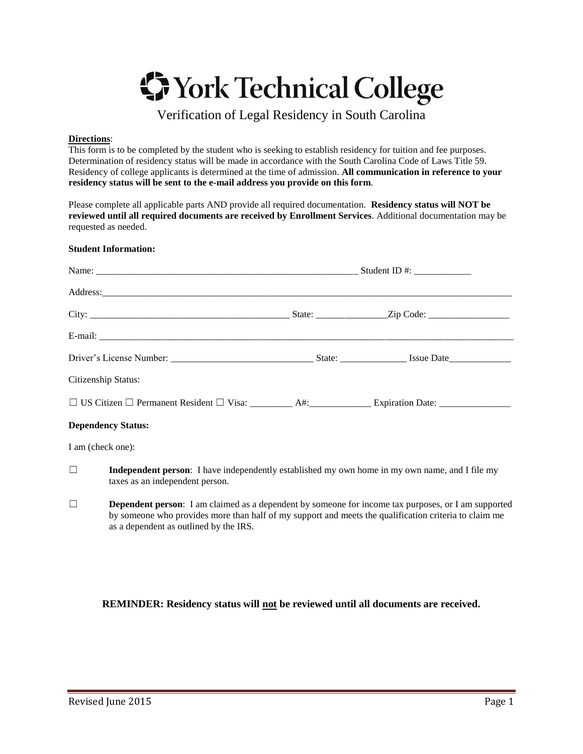# York Technical College

## Verification of Legal Residency in South Carolina

**Directions**:
This form is to be completed by the student who is seeking to establish residency for tuition and fee purposes. Determination of residency status will be made in accordance with the South Carolina Code of Laws Title 59. Residency of college applicants is determined at the time of admission. **All communication in reference to your residency status will be sent to the e-mail address you provide on this form**.

Please complete all applicable parts AND provide all required documentation. **Residency status will NOT be reviewed until all required documents are received by Enrollment Services**. Additional documentation may be requested as needed.

**Student Information:**

Name: ________________________________________________________ Student ID #: ____________

Address:_____________________________________________________________________________________

City: ___________________________________________ State: _______________Zip Code: _________________

E-mail: ______________________________________________________________________________________

Driver's License Number: ______________________________ State: ______________ Issue Date_____________

Citizenship Status:

☐ US Citizen ☐ Permanent Resident ☐ Visa: _________ A#:_____________ Expiration Date: _______________

**Dependency Status:**

I am (check one):

☐ **Independent person**: I have independently established my own home in my own name, and I file my taxes as an independent person.

☐ **Dependent person**: I am claimed as a dependent by someone for income tax purposes, or I am supported by someone who provides more than half of my support and meets the qualification criteria to claim me as a dependent as outlined by the IRS.

**REMINDER: Residency status will not be reviewed until all documents are received.**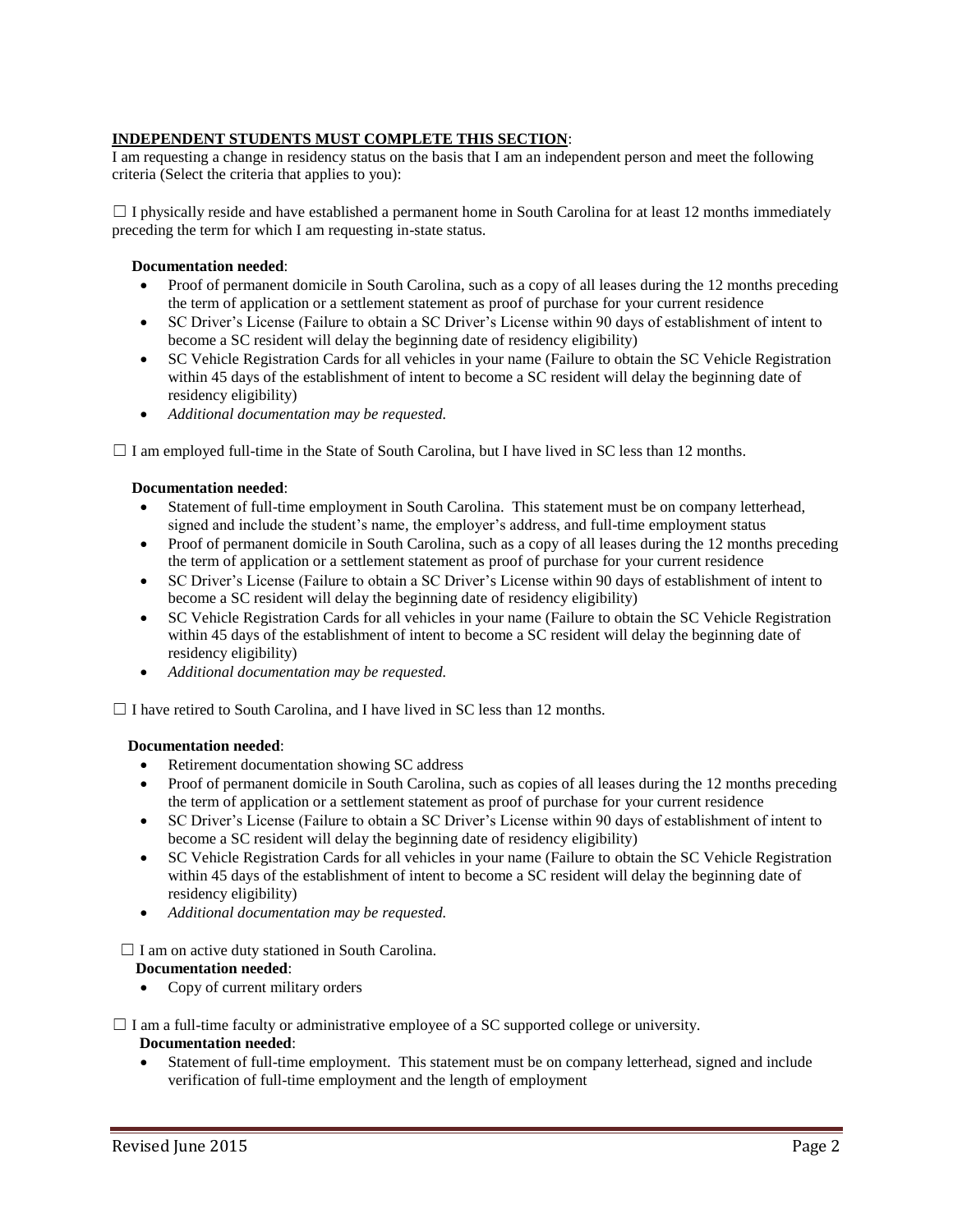**INDEPENDENT STUDENTS MUST COMPLETE THIS SECTION**:

I am requesting a change in residency status on the basis that I am an independent person and meet the following criteria (Select the criteria that applies to you):

☐ I physically reside and have established a permanent home in South Carolina for at least 12 months immediately preceding the term for which I am requesting in-state status.

**Documentation needed**:

- Proof of permanent domicile in South Carolina, such as a copy of all leases during the 12 months preceding the term of application or a settlement statement as proof of purchase for your current residence
- SC Driver's License (Failure to obtain a SC Driver's License within 90 days of establishment of intent to become a SC resident will delay the beginning date of residency eligibility)
- SC Vehicle Registration Cards for all vehicles in your name (Failure to obtain the SC Vehicle Registration within 45 days of the establishment of intent to become a SC resident will delay the beginning date of residency eligibility)
- *Additional documentation may be requested.*

☐ I am employed full-time in the State of South Carolina, but I have lived in SC less than 12 months.

**Documentation needed**:

- Statement of full-time employment in South Carolina. This statement must be on company letterhead, signed and include the student's name, the employer's address, and full-time employment status
- Proof of permanent domicile in South Carolina, such as a copy of all leases during the 12 months preceding the term of application or a settlement statement as proof of purchase for your current residence
- SC Driver's License (Failure to obtain a SC Driver's License within 90 days of establishment of intent to become a SC resident will delay the beginning date of residency eligibility)
- SC Vehicle Registration Cards for all vehicles in your name (Failure to obtain the SC Vehicle Registration within 45 days of the establishment of intent to become a SC resident will delay the beginning date of residency eligibility)
- *Additional documentation may be requested.*

☐ I have retired to South Carolina, and I have lived in SC less than 12 months.

**Documentation needed**:

- Retirement documentation showing SC address
- Proof of permanent domicile in South Carolina, such as copies of all leases during the 12 months preceding the term of application or a settlement statement as proof of purchase for your current residence
- SC Driver's License (Failure to obtain a SC Driver's License within 90 days of establishment of intent to become a SC resident will delay the beginning date of residency eligibility)
- SC Vehicle Registration Cards for all vehicles in your name (Failure to obtain the SC Vehicle Registration within 45 days of the establishment of intent to become a SC resident will delay the beginning date of residency eligibility)
- *Additional documentation may be requested.*

☐ I am on active duty stationed in South Carolina.

**Documentation needed**:

- Copy of current military orders

☐ I am a full-time faculty or administrative employee of a SC supported college or university.

**Documentation needed**:

- Statement of full-time employment. This statement must be on company letterhead, signed and include verification of full-time employment and the length of employment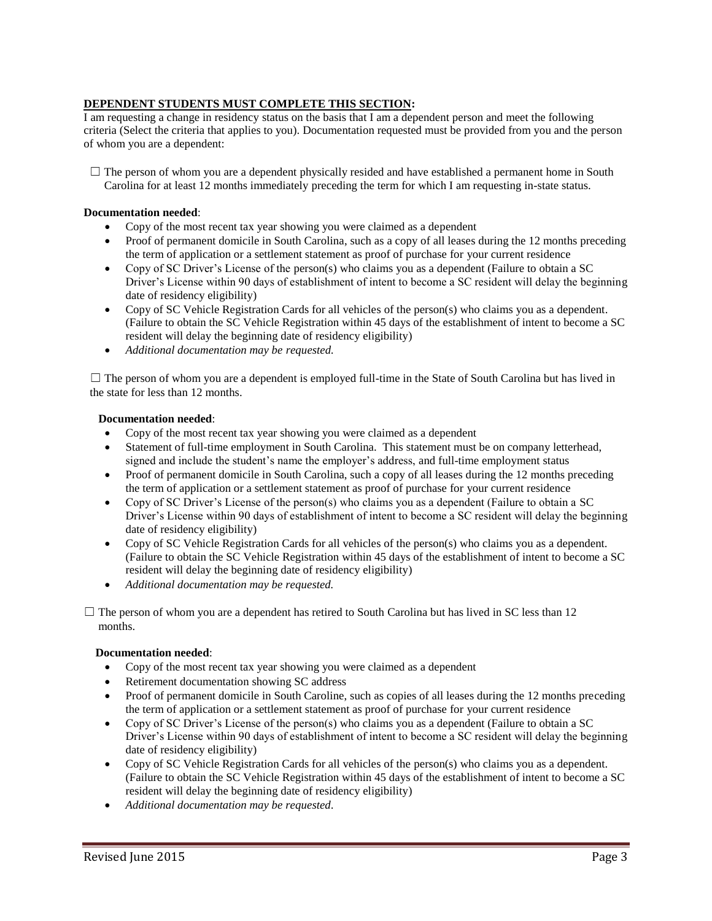**<u>DEPENDENT STUDENTS MUST COMPLETE THIS SECTION</u>:**

I am requesting a change in residency status on the basis that I am a dependent person and meet the following criteria (Select the criteria that applies to you). Documentation requested must be provided from you and the person of whom you are a dependent:

☐ The person of whom you are a dependent physically resided and have established a permanent home in South Carolina for at least 12 months immediately preceding the term for which I am requesting in-state status.

**Documentation needed**:

- Copy of the most recent tax year showing you were claimed as a dependent
- Proof of permanent domicile in South Carolina, such as a copy of all leases during the 12 months preceding the term of application or a settlement statement as proof of purchase for your current residence
- Copy of SC Driver's License of the person(s) who claims you as a dependent (Failure to obtain a SC Driver's License within 90 days of establishment of intent to become a SC resident will delay the beginning date of residency eligibility)
- Copy of SC Vehicle Registration Cards for all vehicles of the person(s) who claims you as a dependent. (Failure to obtain the SC Vehicle Registration within 45 days of the establishment of intent to become a SC resident will delay the beginning date of residency eligibility)
- *Additional documentation may be requested.*

☐ The person of whom you are a dependent is employed full-time in the State of South Carolina but has lived in the state for less than 12 months.

**Documentation needed**:

- Copy of the most recent tax year showing you were claimed as a dependent
- Statement of full-time employment in South Carolina. This statement must be on company letterhead, signed and include the student's name the employer's address, and full-time employment status
- Proof of permanent domicile in South Carolina, such a copy of all leases during the 12 months preceding the term of application or a settlement statement as proof of purchase for your current residence
- Copy of SC Driver's License of the person(s) who claims you as a dependent (Failure to obtain a SC Driver's License within 90 days of establishment of intent to become a SC resident will delay the beginning date of residency eligibility)
- Copy of SC Vehicle Registration Cards for all vehicles of the person(s) who claims you as a dependent. (Failure to obtain the SC Vehicle Registration within 45 days of the establishment of intent to become a SC resident will delay the beginning date of residency eligibility)
- *Additional documentation may be requested.*

☐ The person of whom you are a dependent has retired to South Carolina but has lived in SC less than 12 months.

**Documentation needed**:

- Copy of the most recent tax year showing you were claimed as a dependent
- Retirement documentation showing SC address
- Proof of permanent domicile in South Caroline, such as copies of all leases during the 12 months preceding the term of application or a settlement statement as proof of purchase for your current residence
- Copy of SC Driver's License of the person(s) who claims you as a dependent (Failure to obtain a SC Driver's License within 90 days of establishment of intent to become a SC resident will delay the beginning date of residency eligibility)
- Copy of SC Vehicle Registration Cards for all vehicles of the person(s) who claims you as a dependent. (Failure to obtain the SC Vehicle Registration within 45 days of the establishment of intent to become a SC resident will delay the beginning date of residency eligibility)
- *Additional documentation may be requested.*

Revised June 2015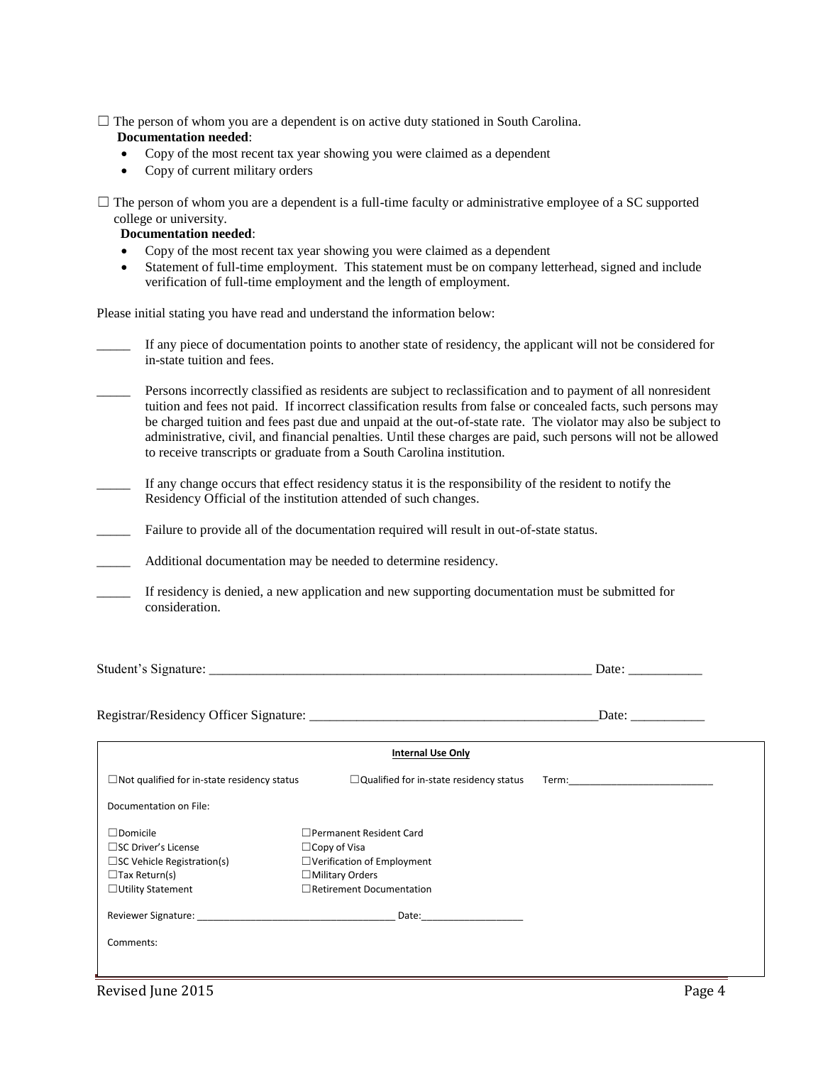☐ The person of whom you are a dependent is on active duty stationed in South Carolina.
**Documentation needed**:

- Copy of the most recent tax year showing you were claimed as a dependent
- Copy of current military orders

☐ The person of whom you are a dependent is a full-time faculty or administrative employee of a SC supported college or university.
**Documentation needed**:

- Copy of the most recent tax year showing you were claimed as a dependent
- Statement of full-time employment. This statement must be on company letterhead, signed and include verification of full-time employment and the length of employment.

Please initial stating you have read and understand the information below:

_____ If any piece of documentation points to another state of residency, the applicant will not be considered for in-state tuition and fees.

_____ Persons incorrectly classified as residents are subject to reclassification and to payment of all nonresident tuition and fees not paid. If incorrect classification results from false or concealed facts, such persons may be charged tuition and fees past due and unpaid at the out-of-state rate. The violator may also be subject to administrative, civil, and financial penalties. Until these charges are paid, such persons will not be allowed to receive transcripts or graduate from a South Carolina institution.

_____ If any change occurs that effect residency status it is the responsibility of the resident to notify the Residency Official of the institution attended of such changes.

_____ Failure to provide all of the documentation required will result in out-of-state status.

_____ Additional documentation may be needed to determine residency.

_____ If residency is denied, a new application and new supporting documentation must be submitted for consideration.

Student's Signature: ____________________________________________________________ Date: ___________

Registrar/Residency Officer Signature: ____________________________________________Date: ___________

**Internal Use Only**

☐Not qualified for in-state residency status ☐Qualified for in-state residency status Term:__________________________

Documentation on File:

| | |
|---|---|
| ☐Domicile | ☐Permanent Resident Card |
| ☐SC Driver's License | ☐Copy of Visa |
| ☐SC Vehicle Registration(s) | ☐Verification of Employment |
| ☐Tax Return(s) | ☐Military Orders |
| ☐Utility Statement | ☐Retirement Documentation |

Reviewer Signature: _____________________________________ Date:___________________

Comments:

Revised June 2015